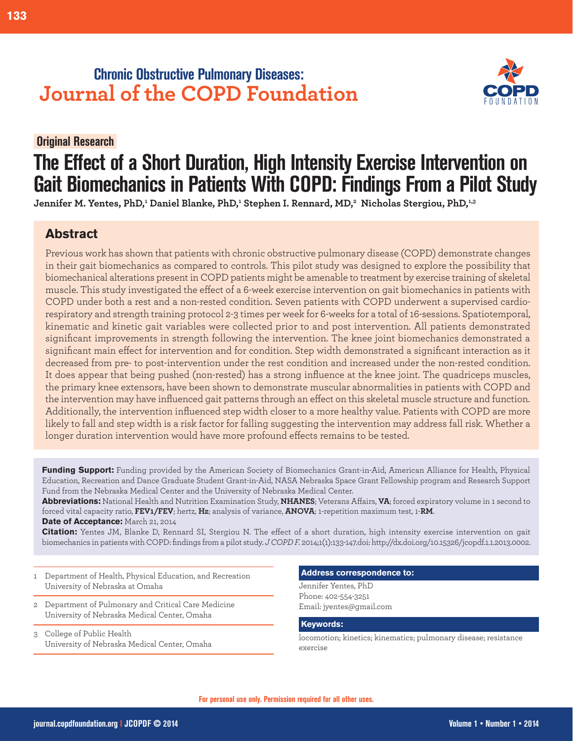**Chronic Obstructive Pulmonary Diseases:**
**Journal of the COPD Foundation**

Original Research

# The Effect of a Short Duration, High Intensity Exercise Intervention on Gait Biomechanics in Patients With COPD: Findings From a Pilot Study

**Jennifer M. Yentes, PhD,[1] Daniel Blanke, PhD,[1] Stephen I. Rennard, MD,[2] Nicholas Stergiou, PhD,[1,3]**

## Abstract

Previous work has shown that patients with chronic obstructive pulmonary disease (COPD) demonstrate changes in their gait biomechanics as compared to controls. This pilot study was designed to explore the possibility that biomechanical alterations present in COPD patients might be amenable to treatment by exercise training of skeletal muscle. This study investigated the effect of a 6-week exercise intervention on gait biomechanics in patients with COPD under both a rest and a non-rested condition. Seven patients with COPD underwent a supervised cardio-respiratory and strength training protocol 2-3 times per week for 6-weeks for a total of 16-sessions. Spatiotemporal, kinematic and kinetic gait variables were collected prior to and post intervention. All patients demonstrated significant improvements in strength following the intervention. The knee joint biomechanics demonstrated a significant main effect for intervention and for condition. Step width demonstrated a significant interaction as it decreased from pre- to post-intervention under the rest condition and increased under the non-rested condition. It does appear that being pushed (non-rested) has a strong influence at the knee joint. The quadriceps muscles, the primary knee extensors, have been shown to demonstrate muscular abnormalities in patients with COPD and the intervention may have influenced gait patterns through an effect on this skeletal muscle structure and function. Additionally, the intervention influenced step width closer to a more healthy value. Patients with COPD are more likely to fall and step width is a risk factor for falling suggesting the intervention may address fall risk. Whether a longer duration intervention would have more profound effects remains to be tested.

**Funding Support:** Funding provided by the American Society of Biomechanics Grant-in-Aid, American Alliance for Health, Physical Education, Recreation and Dance Graduate Student Grant-in-Aid, NASA Nebraska Space Grant Fellowship program and Research Support Fund from the Nebraska Medical Center and the University of Nebraska Medical Center.

**Abbreviations:** National Health and Nutrition Examination Study, **NHANES**; Veterans Affairs, **VA**; forced expiratory volume in 1 second to forced vital capacity ratio, **FEV1/FEV**; hertz, **Hz**; analysis of variance, **ANOVA**; 1-repetition maximum test, 1-**RM**.

**Date of Acceptance:** March 21, 2014

**Citation:** Yentes JM, Blanke D, Rennard SI, Stergiou N. The effect of a short duration, high intensity exercise intervention on gait biomechanics in patients with COPD: findings from a pilot study. *J COPD F.* 2014;1(1):133-147.doi: http://dx.doi.org/10.15326/jcopdf.1.1.2013.0002.

1. Department of Health, Physical Education, and Recreation
   University of Nebraska at Omaha
2. Department of Pulmonary and Critical Care Medicine
   University of Nebraska Medical Center, Omaha
3. College of Public Health
   University of Nebraska Medical Center, Omaha

**Address correspondence to:**

Jennifer Yentes, PhD
Phone: 402-554-3251
Email: jyentes@gmail.com

**Keywords:**

locomotion; kinetics; kinematics; pulmonary disease; resistance exercise

For personal use only. Permission required for all other uses.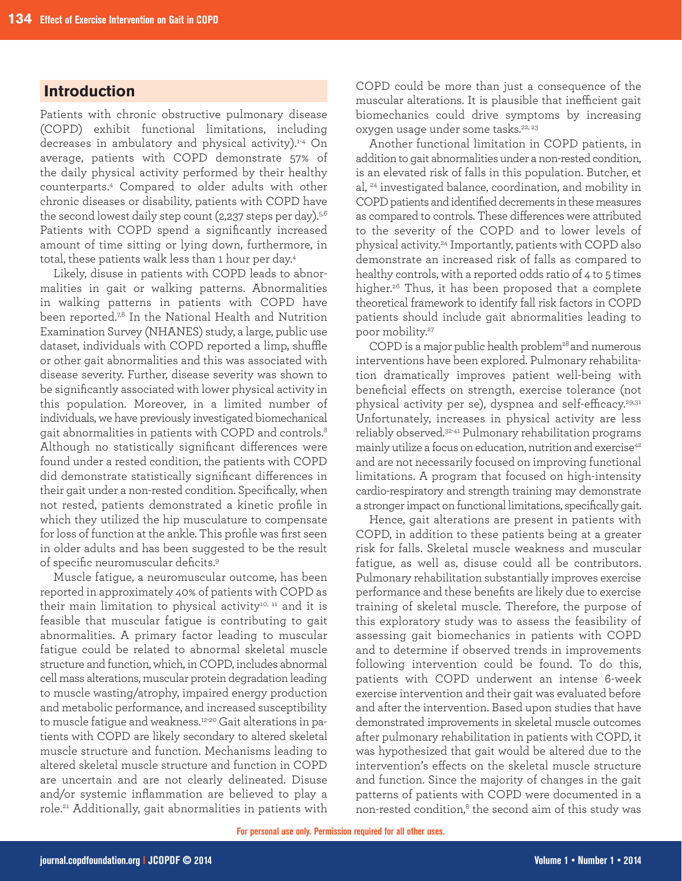## Introduction

Patients with chronic obstructive pulmonary disease (COPD) exhibit functional limitations, including decreases in ambulatory and physical activity).[1-4] On average, patients with COPD demonstrate 57% of the daily physical activity performed by their healthy counterparts.[4] Compared to older adults with other chronic diseases or disability, patients with COPD have the second lowest daily step count (2,237 steps per day).[5,6] Patients with COPD spend a significantly increased amount of time sitting or lying down, furthermore, in total, these patients walk less than 1 hour per day.[4]

Likely, disuse in patients with COPD leads to abnormalities in gait or walking patterns. Abnormalities in walking patterns in patients with COPD have been reported.[7,8] In the National Health and Nutrition Examination Survey (NHANES) study, a large, public use dataset, individuals with COPD reported a limp, shuffle or other gait abnormalities and this was associated with disease severity. Further, disease severity was shown to be significantly associated with lower physical activity in this population. Moreover, in a limited number of individuals, we have previously investigated biomechanical gait abnormalities in patients with COPD and controls.[8] Although no statistically significant differences were found under a rested condition, the patients with COPD did demonstrate statistically significant differences in their gait under a non-rested condition. Specifically, when not rested, patients demonstrated a kinetic profile in which they utilized the hip musculature to compensate for loss of function at the ankle. This profile was first seen in older adults and has been suggested to be the result of specific neuromuscular deficits.[9]

Muscle fatigue, a neuromuscular outcome, has been reported in approximately 40% of patients with COPD as their main limitation to physical activity[10, 11] and it is feasible that muscular fatigue is contributing to gait abnormalities. A primary factor leading to muscular fatigue could be related to abnormal skeletal muscle structure and function, which, in COPD, includes abnormal cell mass alterations, muscular protein degradation leading to muscle wasting/atrophy, impaired energy production and metabolic performance, and increased susceptibility to muscle fatigue and weakness.[12-20] Gait alterations in patients with COPD are likely secondary to altered skeletal muscle structure and function. Mechanisms leading to altered skeletal muscle structure and function in COPD are uncertain and are not clearly delineated. Disuse and/or systemic inflammation are believed to play a role.[21] Additionally, gait abnormalities in patients with COPD could be more than just a consequence of the muscular alterations. It is plausible that inefficient gait biomechanics could drive symptoms by increasing oxygen usage under some tasks.[22, 23]

Another functional limitation in COPD patients, in addition to gait abnormalities under a non-rested condition, is an elevated risk of falls in this population. Butcher, et al,[24] investigated balance, coordination, and mobility in COPD patients and identified decrements in these measures as compared to controls. These differences were attributed to the severity of the COPD and to lower levels of physical activity.[24] Importantly, patients with COPD also demonstrate an increased risk of falls as compared to healthy controls, with a reported odds ratio of 4 to 5 times higher.[26] Thus, it has been proposed that a complete theoretical framework to identify fall risk factors in COPD patients should include gait abnormalities leading to poor mobility.[27]

COPD is a major public health problem[28] and numerous interventions have been explored. Pulmonary rehabilitation dramatically improves patient well-being with beneficial effects on strength, exercise tolerance (not physical activity per se), dyspnea and self-efficacy.[29,31] Unfortunately, increases in physical activity are less reliably observed.[32-41] Pulmonary rehabilitation programs mainly utilize a focus on education, nutrition and exercise[42] and are not necessarily focused on improving functional limitations. A program that focused on high-intensity cardio-respiratory and strength training may demonstrate a stronger impact on functional limitations, specifically gait.

Hence, gait alterations are present in patients with COPD, in addition to these patients being at a greater risk for falls. Skeletal muscle weakness and muscular fatigue, as well as, disuse could all be contributors. Pulmonary rehabilitation substantially improves exercise performance and these benefits are likely due to exercise training of skeletal muscle. Therefore, the purpose of this exploratory study was to assess the feasibility of assessing gait biomechanics in patients with COPD and to determine if observed trends in improvements following intervention could be found. To do this, patients with COPD underwent an intense 6-week exercise intervention and their gait was evaluated before and after the intervention. Based upon studies that have demonstrated improvements in skeletal muscle outcomes after pulmonary rehabilitation in patients with COPD, it was hypothesized that gait would be altered due to the intervention's effects on the skeletal muscle structure and function. Since the majority of changes in the gait patterns of patients with COPD were documented in a non-rested condition,[8] the second aim of this study was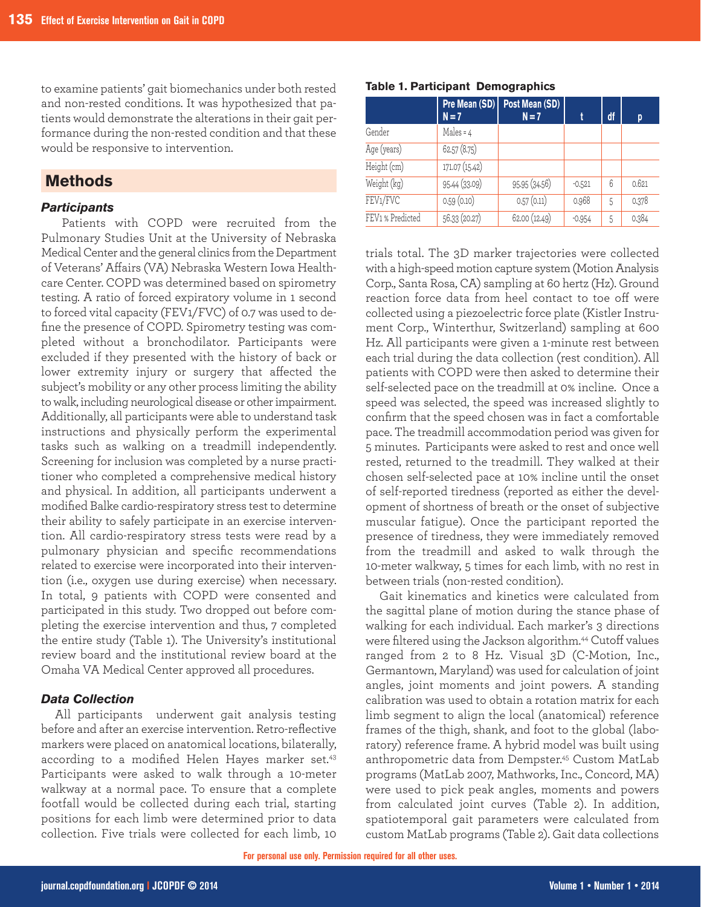to examine patients' gait biomechanics under both rested and non-rested conditions. It was hypothesized that patients would demonstrate the alterations in their gait performance during the non-rested condition and that these would be responsive to intervention.

## Methods

### *Participants*

Patients with COPD were recruited from the Pulmonary Studies Unit at the University of Nebraska Medical Center and the general clinics from the Department of Veterans' Affairs (VA) Nebraska Western Iowa Healthcare Center. COPD was determined based on spirometry testing. A ratio of forced expiratory volume in 1 second to forced vital capacity (FEV1/FVC) of 0.7 was used to define the presence of COPD. Spirometry testing was completed without a bronchodilator. Participants were excluded if they presented with the history of back or lower extremity injury or surgery that affected the subject's mobility or any other process limiting the ability to walk, including neurological disease or other impairment. Additionally, all participants were able to understand task instructions and physically perform the experimental tasks such as walking on a treadmill independently. Screening for inclusion was completed by a nurse practitioner who completed a comprehensive medical history and physical. In addition, all participants underwent a modified Balke cardio-respiratory stress test to determine their ability to safely participate in an exercise intervention. All cardio-respiratory stress tests were read by a pulmonary physician and specific recommendations related to exercise were incorporated into their intervention (i.e., oxygen use during exercise) when necessary. In total, 9 patients with COPD were consented and participated in this study. Two dropped out before completing the exercise intervention and thus, 7 completed the entire study (Table 1). The University's institutional review board and the institutional review board at the Omaha VA Medical Center approved all procedures.

### *Data Collection*

All participants underwent gait analysis testing before and after an exercise intervention. Retro-reflective markers were placed on anatomical locations, bilaterally, according to a modified Helen Hayes marker set.[43] Participants were asked to walk through a 10-meter walkway at a normal pace. To ensure that a complete footfall would be collected during each trial, starting positions for each limb were determined prior to data collection. Five trials were collected for each limb, 10 trials total. The 3D marker trajectories were collected with a high-speed motion capture system (Motion Analysis Corp., Santa Rosa, CA) sampling at 60 hertz (Hz). Ground reaction force data from heel contact to toe off were collected using a piezoelectric force plate (Kistler Instrument Corp., Winterthur, Switzerland) sampling at 600 Hz. All participants were given a 1-minute rest between each trial during the data collection (rest condition). All patients with COPD were then asked to determine their self-selected pace on the treadmill at 0% incline. Once a speed was selected, the speed was increased slightly to confirm that the speed chosen was in fact a comfortable pace. The treadmill accommodation period was given for 5 minutes. Participants were asked to rest and once well rested, returned to the treadmill. They walked at their chosen self-selected pace at 10% incline until the onset of self-reported tiredness (reported as either the development of shortness of breath or the onset of subjective muscular fatigue). Once the participant reported the presence of tiredness, they were immediately removed from the treadmill and asked to walk through the 10-meter walkway, 5 times for each limb, with no rest in between trials (non-rested condition).

Gait kinematics and kinetics were calculated from the sagittal plane of motion during the stance phase of walking for each individual. Each marker's 3 directions were filtered using the Jackson algorithm.[44] Cutoff values ranged from 2 to 8 Hz. Visual 3D (C-Motion, Inc., Germantown, Maryland) was used for calculation of joint angles, joint moments and joint powers. A standing calibration was used to obtain a rotation matrix for each limb segment to align the local (anatomical) reference frames of the thigh, shank, and foot to the global (laboratory) reference frame. A hybrid model was built using anthropometric data from Dempster.[45] Custom MatLab programs (MatLab 2007, Mathworks, Inc., Concord, MA) were used to pick peak angles, moments and powers from calculated joint curves (Table 2). In addition, spatiotemporal gait parameters were calculated from custom MatLab programs (Table 2). Gait data collections

**Table 1. Participant Demographics**

| | Pre Mean (SD) N = 7 | Post Mean (SD) N = 7 | t | df | p |
|---|---|---|---|---|---|
| Gender | Males = 4 | | | | |
| Age (years) | 62.57 (8.75) | | | | |
| Height (cm) | 171.07 (15.42) | | | | |
| Weight (kg) | 95.44 (33.09) | 95.95 (34.56) | -0.521 | 6 | 0.621 |
| FEV1/FVC | 0.59 (0.10) | 0.57 (0.11) | 0.968 | 5 | 0.378 |
| FEV1 % Predicted | 56.33 (20.27) | 62.00 (12.49) | -0.954 | 5 | 0.384 |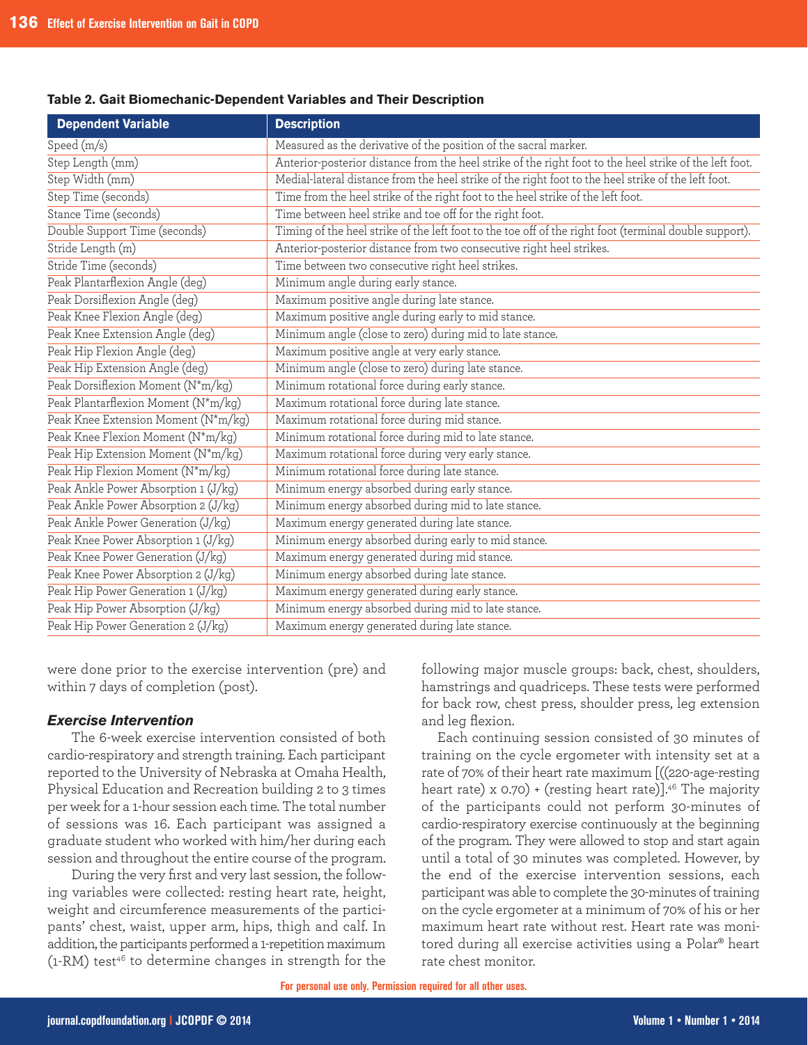**Table 2. Gait Biomechanic-Dependent Variables and Their Description**

| Dependent Variable | Description |
|---|---|
| Speed (m/s) | Measured as the derivative of the position of the sacral marker. |
| Step Length (mm) | Anterior-posterior distance from the heel strike of the right foot to the heel strike of the left foot. |
| Step Width (mm) | Medial-lateral distance from the heel strike of the right foot to the heel strike of the left foot. |
| Step Time (seconds) | Time from the heel strike of the right foot to the heel strike of the left foot. |
| Stance Time (seconds) | Time between heel strike and toe off for the right foot. |
| Double Support Time (seconds) | Timing of the heel strike of the left foot to the toe off of the right foot (terminal double support). |
| Stride Length (m) | Anterior-posterior distance from two consecutive right heel strikes. |
| Stride Time (seconds) | Time between two consecutive right heel strikes. |
| Peak Plantarflexion Angle (deg) | Minimum angle during early stance. |
| Peak Dorsiflexion Angle (deg) | Maximum positive angle during late stance. |
| Peak Knee Flexion Angle (deg) | Maximum positive angle during early to mid stance. |
| Peak Knee Extension Angle (deg) | Minimum angle (close to zero) during mid to late stance. |
| Peak Hip Flexion Angle (deg) | Maximum positive angle at very early stance. |
| Peak Hip Extension Angle (deg) | Minimum angle (close to zero) during late stance. |
| Peak Dorsiflexion Moment (N*m/kg) | Minimum rotational force during early stance. |
| Peak Plantarflexion Moment (N*m/kg) | Maximum rotational force during late stance. |
| Peak Knee Extension Moment (N*m/kg) | Maximum rotational force during mid stance. |
| Peak Knee Flexion Moment (N*m/kg) | Minimum rotational force during mid to late stance. |
| Peak Hip Extension Moment (N*m/kg) | Maximum rotational force during very early stance. |
| Peak Hip Flexion Moment (N*m/kg) | Minimum rotational force during late stance. |
| Peak Ankle Power Absorption 1 (J/kg) | Minimum energy absorbed during early stance. |
| Peak Ankle Power Absorption 2 (J/kg) | Minimum energy absorbed during mid to late stance. |
| Peak Ankle Power Generation (J/kg) | Maximum energy generated during late stance. |
| Peak Knee Power Absorption 1 (J/kg) | Minimum energy absorbed during early to mid stance. |
| Peak Knee Power Generation (J/kg) | Maximum energy generated during mid stance. |
| Peak Knee Power Absorption 2 (J/kg) | Minimum energy absorbed during late stance. |
| Peak Hip Power Generation 1 (J/kg) | Maximum energy generated during early stance. |
| Peak Hip Power Absorption (J/kg) | Minimum energy absorbed during mid to late stance. |
| Peak Hip Power Generation 2 (J/kg) | Maximum energy generated during late stance. |

were done prior to the exercise intervention (pre) and within 7 days of completion (post).

### *Exercise Intervention*

The 6-week exercise intervention consisted of both cardio-respiratory and strength training. Each participant reported to the University of Nebraska at Omaha Health, Physical Education and Recreation building 2 to 3 times per week for a 1-hour session each time. The total number of sessions was 16. Each participant was assigned a graduate student who worked with him/her during each session and throughout the entire course of the program.

During the very first and very last session, the following variables were collected: resting heart rate, height, weight and circumference measurements of the participants' chest, waist, upper arm, hips, thigh and calf. In addition, the participants performed a 1-repetition maximum (1-RM) test[46] to determine changes in strength for the following major muscle groups: back, chest, shoulders, hamstrings and quadriceps. These tests were performed for back row, chest press, shoulder press, leg extension and leg flexion.

Each continuing session consisted of 30 minutes of training on the cycle ergometer with intensity set at a rate of 70% of their heart rate maximum [((220-age-resting heart rate) x 0.70) + (resting heart rate)].[46] The majority of the participants could not perform 30-minutes of cardio-respiratory exercise continuously at the beginning of the program. They were allowed to stop and start again until a total of 30 minutes was completed. However, by the end of the exercise intervention sessions, each participant was able to complete the 30-minutes of training on the cycle ergometer at a minimum of 70% of his or her maximum heart rate without rest. Heart rate was monitored during all exercise activities using a Polar® heart rate chest monitor.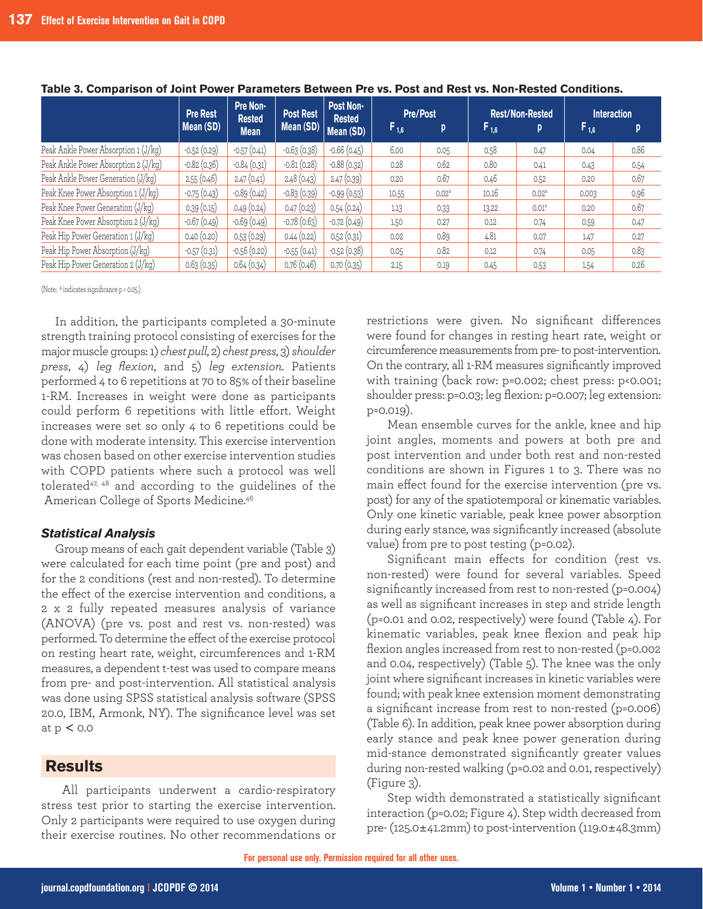**Table 3. Comparison of Joint Power Parameters Between Pre vs. Post and Rest vs. Non-Rested Conditions.**

| | Pre Rest Mean (SD) | Pre Non-Rested Mean | Post Rest Mean (SD) | Post Non-Rested Mean (SD) | Pre/Post $F_{1,6}$ | Pre/Post p | Rest/Non-Rested $F_{1,6}$ | Rest/Non-Rested p | Interaction $F_{1,6}$ | Interaction p |
|---|---|---|---|---|---|---|---|---|---|---|
| Peak Ankle Power Absorption 1 (J/kg) | -0.52 (0.29) | -0.57 (0.41) | -0.63 (0.38) | -0.66 (0.45) | 6.00 | 0.05 | 0.58 | 0.47 | 0.04 | 0.86 |
| Peak Ankle Power Absorption 2 (J/kg) | -0.82 (0.36) | -0.84 (0.31) | -0.81 (0.28) | -0.88 (0.32) | 0.28 | 0.62 | 0.80 | 0.41 | 0.43 | 0.54 |
| Peak Ankle Power Generation (J/kg) | 2.55 (0.46) | 2.47 (0.41) | 2.48 (0.43) | 2.47 (0.39) | 0.20 | 0.67 | 0.46 | 0.52 | 0.20 | 0.67 |
| Peak Knee Power Absorption 1 (J/kg) | -0.75 (0.43) | -0.89 (0.42) | -0.83 (0.39) | -0.99 (0.53) | 10.55 | 0.02[a] | 10.16 | 0.02[a] | 0.003 | 0.96 |
| Peak Knee Power Generation (J/kg) | 0.39 (0.15) | 0.49 (0.24) | 0.47 (0.23) | 0.54 (0.24) | 1.13 | 0.33 | 13.22 | 0.01[a] | 0.20 | 0.67 |
| Peak Knee Power Absorption 2 (J/kg) | -0.67 (0.49) | -0.69 (0.49) | -0.78 (0.63) | -0.72 (0.49) | 1.50 | 0.27 | 0.12 | 0.74 | 0.59 | 0.47 |
| Peak Hip Power Generation 1 (J/kg) | 0.40 (0.20) | 0.53 (0.29) | 0.44 (0.22) | 0.52 (0.31) | 0.02 | 0.89 | 4.81 | 0.07 | 1.47 | 0.27 |
| Peak Hip Power Absorption (J/kg) | -0.57 (0.31) | -0.56 (0.20) | -0.55 (0.41) | -0.52 (0.38) | 0.05 | 0.82 | 0.12 | 0.74 | 0.05 | 0.83 |
| Peak Hip Power Generation 2 (J/kg) | 0.63 (0.35) | 0.64 (0.34) | 0.76 (0.46) | 0.70 (0.35) | 2.15 | 0.19 | 0.45 | 0.53 | 1.54 | 0.26 |

(Note: [a] indicates significance p < 0.05.)

In addition, the participants completed a 30-minute strength training protocol consisting of exercises for the major muscle groups: 1) *chest pull*, 2) *chest press*, 3) *shoulder press*, 4) *leg flexion*, and 5) *leg extension*. Patients performed 4 to 6 repetitions at 70 to 85% of their baseline 1-RM. Increases in weight were done as participants could perform 6 repetitions with little effort. Weight increases were set so only 4 to 6 repetitions could be done with moderate intensity. This exercise intervention was chosen based on other exercise intervention studies with COPD patients where such a protocol was well tolerated[47, 48] and according to the guidelines of the American College of Sports Medicine.[46]

### Statistical Analysis

Group means of each gait dependent variable (Table 3) were calculated for each time point (pre and post) and for the 2 conditions (rest and non-rested). To determine the effect of the exercise intervention and conditions, a 2 x 2 fully repeated measures analysis of variance (ANOVA) (pre vs. post and rest vs. non-rested) was performed. To determine the effect of the exercise protocol on resting heart rate, weight, circumferences and 1-RM measures, a dependent t-test was used to compare means from pre- and post-intervention. All statistical analysis was done using SPSS statistical analysis software (SPSS 20.0, IBM, Armonk, NY). The significance level was set at p < 0.0

## Results

All participants underwent a cardio-respiratory stress test prior to starting the exercise intervention. Only 2 participants were required to use oxygen during their exercise routines. No other recommendations or restrictions were given. No significant differences were found for changes in resting heart rate, weight or circumference measurements from pre- to post-intervention. On the contrary, all 1-RM measures significantly improved with training (back row: p=0.002; chest press: p<0.001; shoulder press: p=0.03; leg flexion: p=0.007; leg extension: p=0.019).

Mean ensemble curves for the ankle, knee and hip joint angles, moments and powers at both pre and post intervention and under both rest and non-rested conditions are shown in Figures 1 to 3. There was no main effect found for the exercise intervention (pre vs. post) for any of the spatiotemporal or kinematic variables. Only one kinetic variable, peak knee power absorption during early stance, was significantly increased (absolute value) from pre to post testing (p=0.02).

Significant main effects for condition (rest vs. non-rested) were found for several variables. Speed significantly increased from rest to non-rested (p=0.004) as well as significant increases in step and stride length (p=0.01 and 0.02, respectively) were found (Table 4). For kinematic variables, peak knee flexion and peak hip flexion angles increased from rest to non-rested (p=0.002 and 0.04, respectively) (Table 5). The knee was the only joint where significant increases in kinetic variables were found; with peak knee extension moment demonstrating a significant increase from rest to non-rested (p=0.006) (Table 6). In addition, peak knee power absorption during early stance and peak knee power generation during mid-stance demonstrated significantly greater values during non-rested walking (p=0.02 and 0.01, respectively) (Figure 3).

Step width demonstrated a statistically significant interaction (p=0.02; Figure 4). Step width decreased from pre- (125.0±41.2mm) to post-intervention (119.0±48.3mm)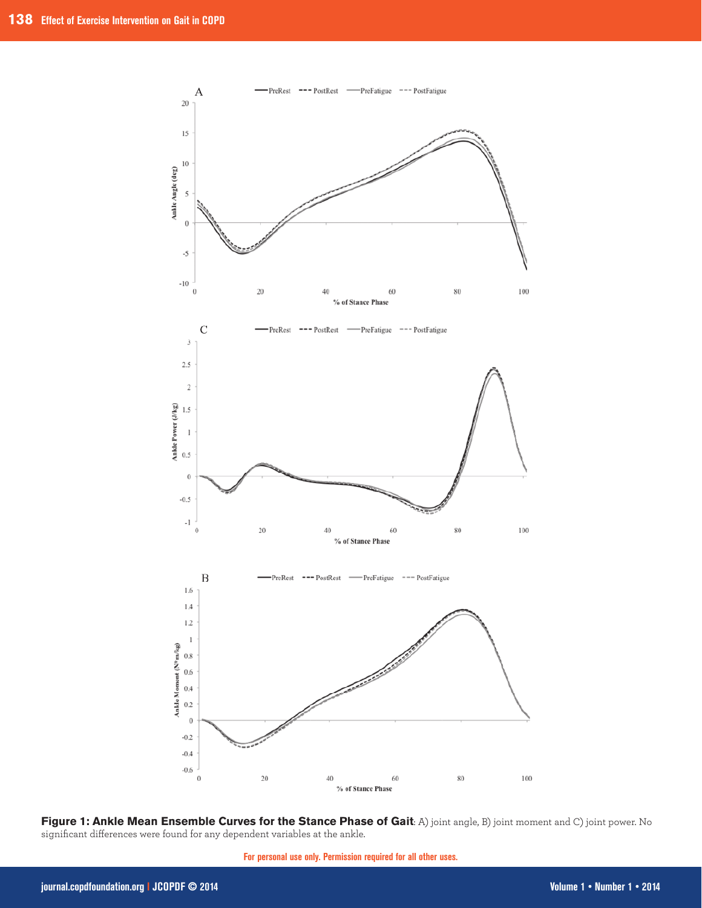**Figure 1: Ankle Mean Ensemble Curves for the Stance Phase of Gait**: A) joint angle, B) joint moment and C) joint power. No significant differences were found for any dependent variables at the ankle.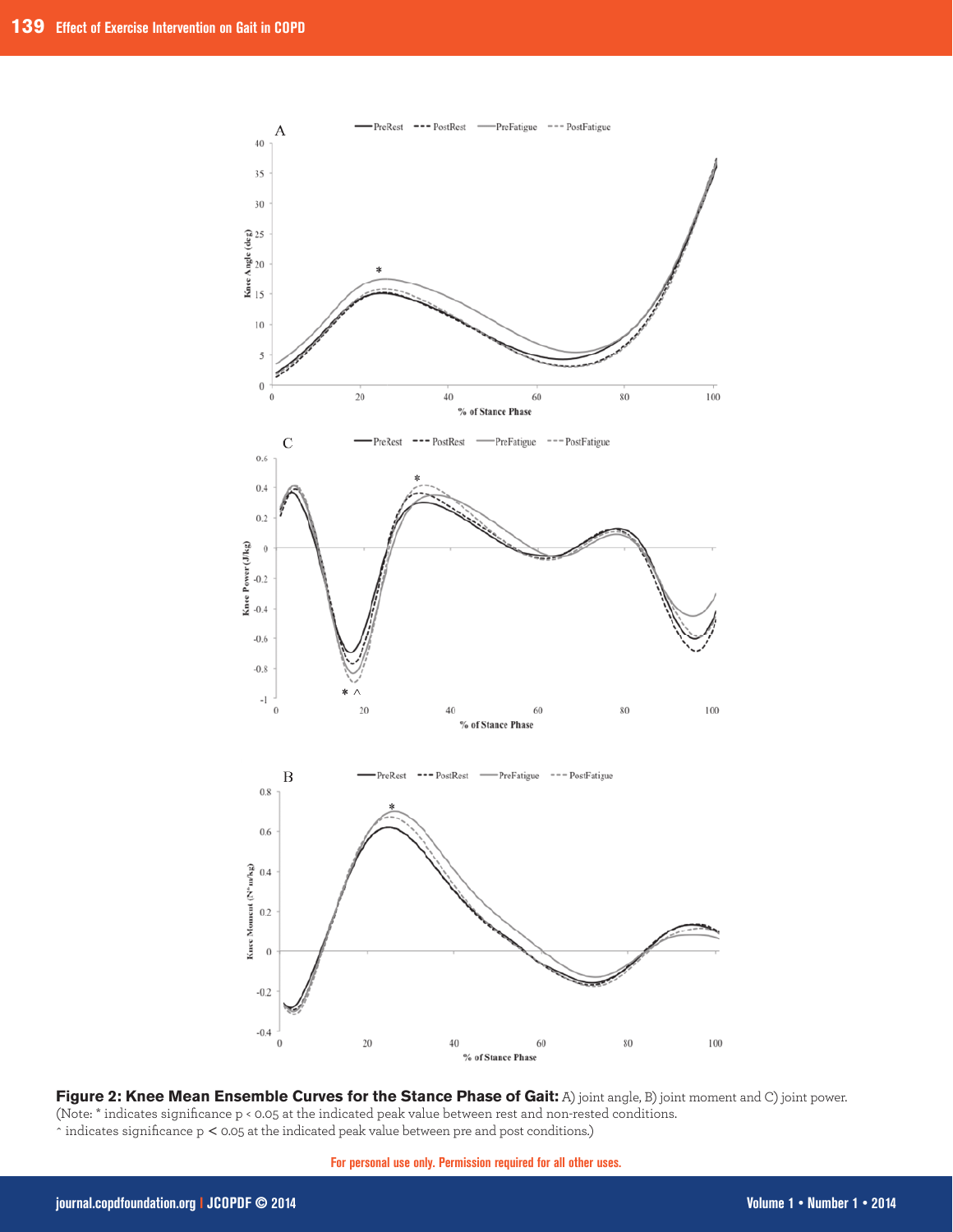**Figure 2: Knee Mean Ensemble Curves for the Stance Phase of Gait:** A) joint angle, B) joint moment and C) joint power. (Note: * indicates significance $p < 0.05$ at the indicated peak value between rest and non-rested conditions. ^ indicates significance $p < 0.05$ at the indicated peak value between pre and post conditions.)

For personal use only. Permission required for all other uses.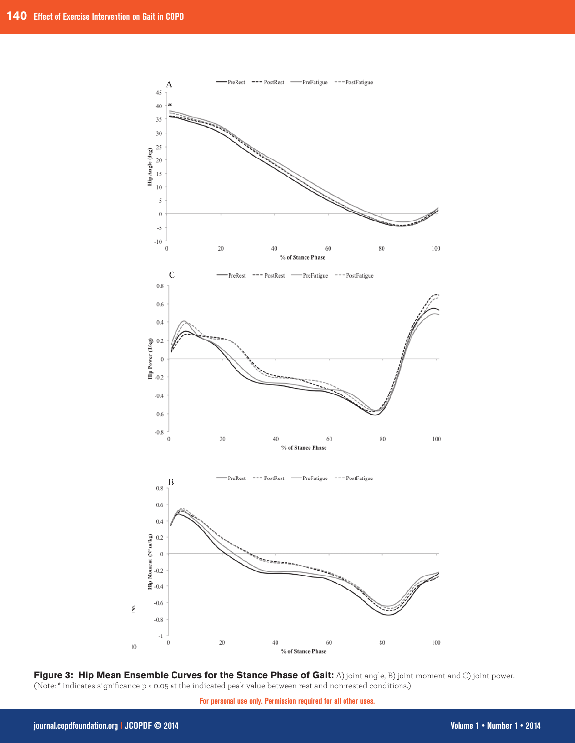**Figure 3: Hip Mean Ensemble Curves for the Stance Phase of Gait:** A) joint angle, B) joint moment and C) joint power. (Note: * indicates significance $p < 0.05$ at the indicated peak value between rest and non-rested conditions.)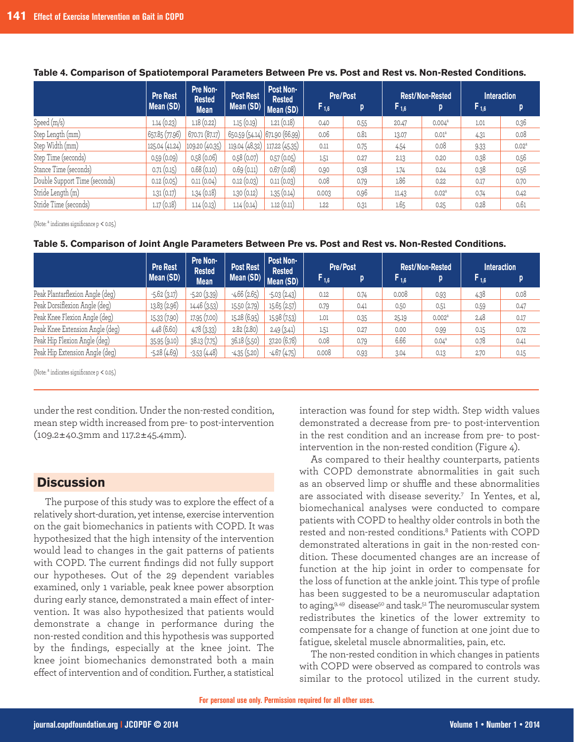**Table 4. Comparison of Spatiotemporal Parameters Between Pre vs. Post and Rest vs. Non-Rested Conditions.**

| | Pre Rest Mean (SD) | Pre Non-Rested Mean | Post Rest Mean (SD) | Post Non-Rested Mean (SD) | Pre/Post $F_{1,6}$ | Pre/Post p | Rest/Non-Rested $F_{1,6}$ | Rest/Non-Rested p | Interaction $F_{1,6}$ | Interaction p |
|---|---|---|---|---|---|---|---|---|---|---|
| Speed (m/s) | 1.14 (0.23) | 1.18 (0.22) | 1.15 (0.19) | 1.21 (0.18) | 0.40 | 0.55 | 20.47 | 0.004[a] | 1.01 | 0.36 |
| Step Length (mm) | 657.85 (77.96) | 670.71 (87.17) | 650.59 (54.14) | 671.90 (66.99) | 0.06 | 0.81 | 13.07 | 0.01[a] | 4.31 | 0.08 |
| Step Width (mm) | 125.04 (41.24) | 109.20 (40.35) | 119.04 (48.32) | 117.22 (45.35) | 0.11 | 0.75 | 4.54 | 0.08 | 9.33 | 0.02[a] |
| Step Time (seconds) | 0.59 (0.09) | 0.58 (0.06) | 0.58 (0.07) | 0.57 (0.05) | 1.51 | 0.27 | 2.13 | 0.20 | 0.38 | 0.56 |
| Stance Time (seconds) | 0.71 (0.15) | 0.68 (0.10) | 0.69 (0.11) | 0.67 (0.08) | 0.90 | 0.38 | 1.74 | 0.24 | 0.38 | 0.56 |
| Double Support Time (seconds) | 0.12 (0.05) | 0.11 (0.04) | 0.12 (0.03) | 0.11 (0.03) | 0.08 | 0.79 | 1.86 | 0.22 | 0.17 | 0.70 |
| Stride Length (m) | 1.31 (0.17) | 1.34 (0.18) | 1.30 (0.12) | 1.35 (0.14) | 0.003 | 0.96 | 11.43 | 0.02[a] | 0.74 | 0.42 |
| Stride Time (seconds) | 1.17 (0.18) | 1.14 (0.13) | 1.14 (0.14) | 1.12 (0.11) | 1.22 | 0.31 | 1.65 | 0.25 | 0.28 | 0.61 |

(Note: [a] indicates significance $p < 0.05$.)

**Table 5. Comparison of Joint Angle Parameters Between Pre vs. Post and Rest vs. Non-Rested Conditions.**

| | Pre Rest Mean (SD) | Pre Non-Rested Mean | Post Rest Mean (SD) | Post Non-Rested Mean (SD) | Pre/Post $F_{1,6}$ | Pre/Post p | Rest/Non-Rested $F_{1,6}$ | Rest/Non-Rested p | Interaction $F_{1,6}$ | Interaction p |
|---|---|---|---|---|---|---|---|---|---|---|
| Peak Plantarflexion Angle (deg) | -5.62 (3.17) | -5.20 (3.39) | -4.66 (2.65) | -5.03 (2.43) | 0.12 | 0.74 | 0.008 | 0.93 | 4.38 | 0.08 |
| Peak Dorsiflexion Angle (deg) | 13.83 (2.96) | 14.46 (3.53) | 15.50 (2.79) | 15.65 (2.57) | 0.79 | 0.41 | 0.50 | 0.51 | 0.59 | 0.47 |
| Peak Knee Flexion Angle (deg) | 15.33 (7.90) | 17.95 (7.00) | 15.28 (6.95) | 15.98 (7.53) | 1.01 | 0.35 | 25.19 | 0.002[a] | 2.48 | 0.17 |
| Peak Knee Extension Angle (deg) | 4.48 (6.60) | 4.78 (3.33) | 2.82 (2.80) | 2.49 (3.41) | 1.51 | 0.27 | 0.00 | 0.99 | 0.15 | 0.72 |
| Peak Hip Flexion Angle (deg) | 35.95 (9.10) | 38.13 (7.75) | 36.18 (5.50) | 37.20 (6.78) | 0.08 | 0.79 | 6.66 | 0.04[a] | 0.78 | 0.41 |
| Peak Hip Extension Angle (deg) | -5.28 (4.69) | -3.53 (4.48) | -4.35 (5.20) | -4.67 (4.75) | 0.008 | 0.93 | 3.04 | 0.13 | 2.70 | 0.15 |

(Note: [a] indicates significance $p < 0.05$.)

under the rest condition. Under the non-rested condition, mean step width increased from pre- to post-intervention (109.2±40.3mm and 117.2±45.4mm).

## Discussion

The purpose of this study was to explore the effect of a relatively short-duration, yet intense, exercise intervention on the gait biomechanics in patients with COPD. It was hypothesized that the high intensity of the intervention would lead to changes in the gait patterns of patients with COPD. The current findings did not fully support our hypotheses. Out of the 29 dependent variables examined, only 1 variable, peak knee power absorption during early stance, demonstrated a main effect of intervention. It was also hypothesized that patients would demonstrate a change in performance during the non-rested condition and this hypothesis was supported by the findings, especially at the knee joint. The knee joint biomechanics demonstrated both a main effect of intervention and of condition. Further, a statistical interaction was found for step width. Step width values demonstrated a decrease from pre- to post-intervention in the rest condition and an increase from pre- to post-intervention in the non-rested condition (Figure 4).

As compared to their healthy counterparts, patients with COPD demonstrate abnormalities in gait such as an observed limp or shuffle and these abnormalities are associated with disease severity.[7] In Yentes, et al, biomechanical analyses were conducted to compare patients with COPD to healthy older controls in both the rested and non-rested conditions.[8] Patients with COPD demonstrated alterations in gait in the non-rested condition. These documented changes are an increase of function at the hip joint in order to compensate for the loss of function at the ankle joint. This type of profile has been suggested to be a neuromuscular adaptation to aging,[9,49] disease[50] and task.[51] The neuromuscular system redistributes the kinetics of the lower extremity to compensate for a change of function at one joint due to fatigue, skeletal muscle abnormalities, pain, etc.

The non-rested condition in which changes in patients with COPD were observed as compared to controls was similar to the protocol utilized in the current study.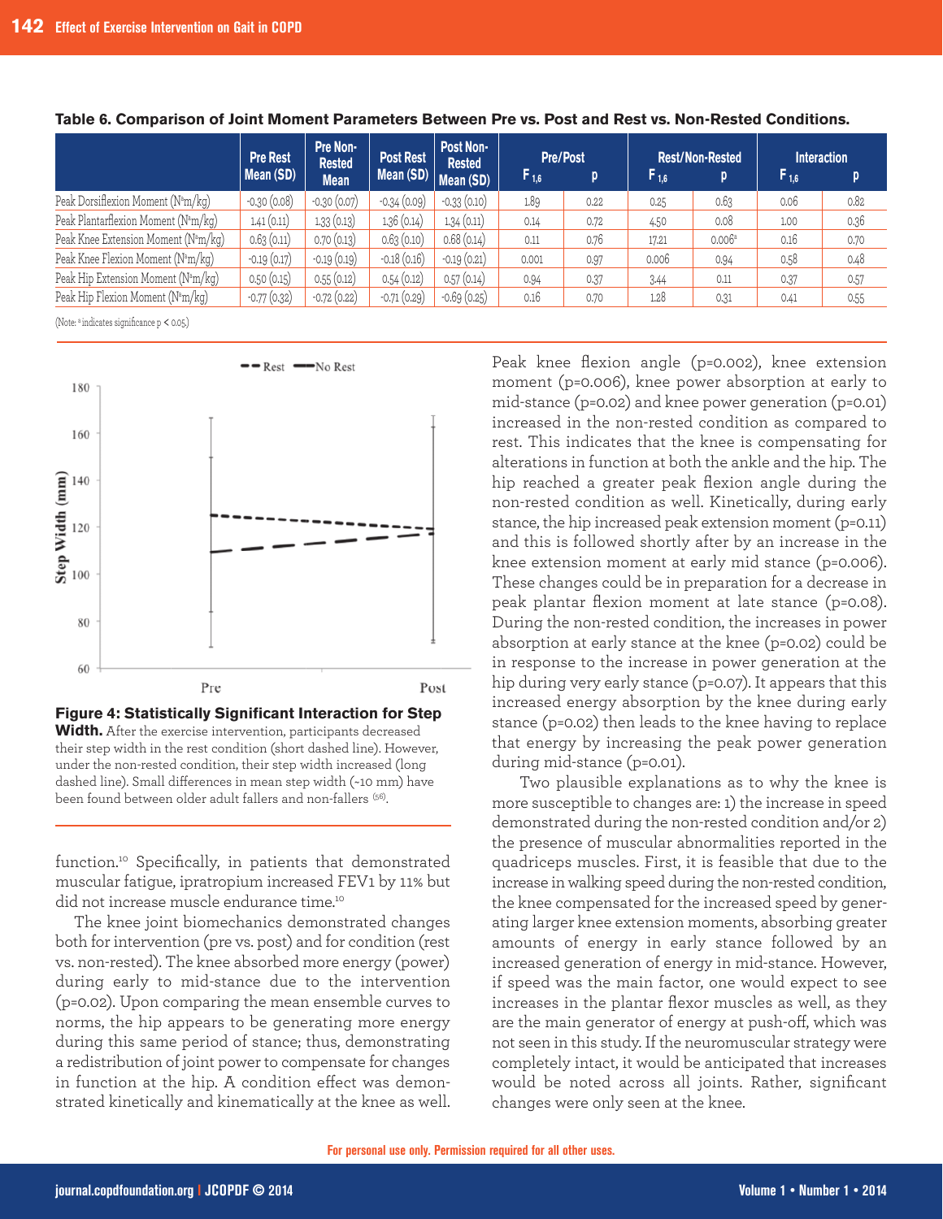**Table 6. Comparison of Joint Moment Parameters Between Pre vs. Post and Rest vs. Non-Rested Conditions.**

| | Pre Rest Mean (SD) | Pre Non-Rested Mean | Post Rest Mean (SD) | Post Non-Rested Mean (SD) | Pre/Post $F_{1,6}$ | Pre/Post p | Rest/Non-Rested $F_{1,6}$ | Rest/Non-Rested p | Interaction $F_{1,6}$ | Interaction p |
|---|---|---|---|---|---|---|---|---|---|---|
| Peak Dorsiflexion Moment (N*m/kg) | -0.30 (0.08) | -0.30 (0.07) | -0.34 (0.09) | -0.33 (0.10) | 1.89 | 0.22 | 0.25 | 0.63 | 0.06 | 0.82 |
| Peak Plantarflexion Moment (N*m/kg) | 1.41 (0.11) | 1.33 (0.13) | 1.36 (0.14) | 1.34 (0.11) | 0.14 | 0.72 | 4.50 | 0.08 | 1.00 | 0.36 |
| Peak Knee Extension Moment (N*m/kg) | 0.63 (0.11) | 0.70 (0.13) | 0.63 (0.10) | 0.68 (0.14) | 0.11 | 0.76 | 17.21 | 0.006[a] | 0.16 | 0.70 |
| Peak Knee Flexion Moment (N*m/kg) | -0.19 (0.17) | -0.19 (0.19) | -0.18 (0.16) | -0.19 (0.21) | 0.001 | 0.97 | 0.006 | 0.94 | 0.58 | 0.48 |
| Peak Hip Extension Moment (N*m/kg) | 0.50 (0.15) | 0.55 (0.12) | 0.54 (0.12) | 0.57 (0.14) | 0.94 | 0.37 | 3.44 | 0.11 | 0.37 | 0.57 |
| Peak Hip Flexion Moment (N*m/kg) | -0.77 (0.32) | -0.72 (0.22) | -0.71 (0.29) | -0.69 (0.25) | 0.16 | 0.70 | 1.28 | 0.31 | 0.41 | 0.55 |

(Note: [a] indicates significance $p < 0.05$.)

**Figure 4: Statistically Significant Interaction for Step Width.** After the exercise intervention, participants decreased their step width in the rest condition (short dashed line). However, under the non-rested condition, their step width increased (long dashed line). Small differences in mean step width (~10 mm) have been found between older adult fallers and non-fallers [56].

function.[10] Specifically, in patients that demonstrated muscular fatigue, ipratropium increased FEV1 by 11% but did not increase muscle endurance time.[10]

The knee joint biomechanics demonstrated changes both for intervention (pre vs. post) and for condition (rest vs. non-rested). The knee absorbed more energy (power) during early to mid-stance due to the intervention (p=0.02). Upon comparing the mean ensemble curves to norms, the hip appears to be generating more energy during this same period of stance; thus, demonstrating a redistribution of joint power to compensate for changes in function at the hip. A condition effect was demonstrated kinetically and kinematically at the knee as well.

Peak knee flexion angle (p=0.002), knee extension moment (p=0.006), knee power absorption at early to mid-stance (p=0.02) and knee power generation (p=0.01) increased in the non-rested condition as compared to rest. This indicates that the knee is compensating for alterations in function at both the ankle and the hip. The hip reached a greater peak flexion angle during the non-rested condition as well. Kinetically, during early stance, the hip increased peak extension moment (p=0.11) and this is followed shortly after by an increase in the knee extension moment at early mid stance (p=0.006). These changes could be in preparation for a decrease in peak plantar flexion moment at late stance (p=0.08). During the non-rested condition, the increases in power absorption at early stance at the knee (p=0.02) could be in response to the increase in power generation at the hip during very early stance (p=0.07). It appears that this increased energy absorption by the knee during early stance (p=0.02) then leads to the knee having to replace that energy by increasing the peak power generation during mid-stance (p=0.01).

Two plausible explanations as to why the knee is more susceptible to changes are: 1) the increase in speed demonstrated during the non-rested condition and/or 2) the presence of muscular abnormalities reported in the quadriceps muscles. First, it is feasible that due to the increase in walking speed during the non-rested condition, the knee compensated for the increased speed by generating larger knee extension moments, absorbing greater amounts of energy in early stance followed by an increased generation of energy in mid-stance. However, if speed was the main factor, one would expect to see increases in the plantar flexor muscles as well, as they are the main generator of energy at push-off, which was not seen in this study. If the neuromuscular strategy were completely intact, it would be anticipated that increases would be noted across all joints. Rather, significant changes were only seen at the knee.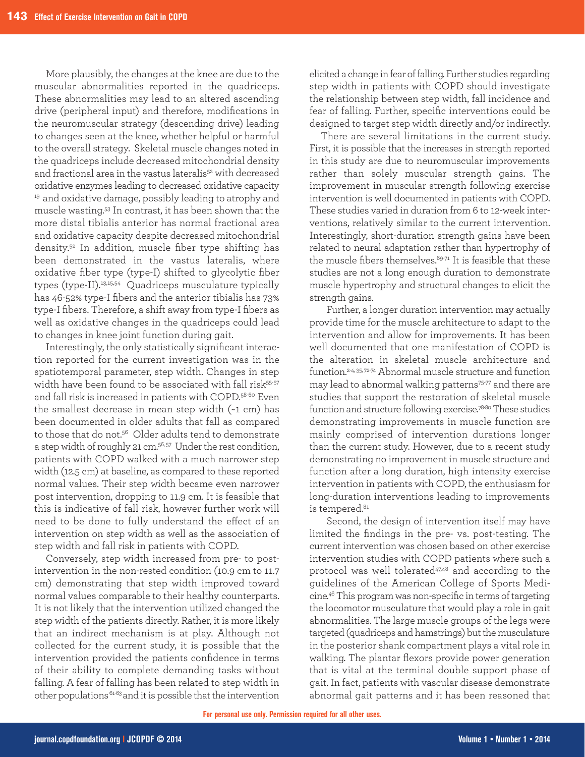More plausibly, the changes at the knee are due to the muscular abnormalities reported in the quadriceps. These abnormalities may lead to an altered ascending drive (peripheral input) and therefore, modifications in the neuromuscular strategy (descending drive) leading to changes seen at the knee, whether helpful or harmful to the overall strategy. Skeletal muscle changes noted in the quadriceps include decreased mitochondrial density and fractional area in the vastus lateralis[52] with decreased oxidative enzymes leading to decreased oxidative capacity [19] and oxidative damage, possibly leading to atrophy and muscle wasting.[53] In contrast, it has been shown that the more distal tibialis anterior has normal fractional area and oxidative capacity despite decreased mitochondrial density.[52] In addition, muscle fiber type shifting has been demonstrated in the vastus lateralis, where oxidative fiber type (type-I) shifted to glycolytic fiber types (type-II).[13,15,54] Quadriceps musculature typically has 46-52% type-I fibers and the anterior tibialis has 73% type-I fibers. Therefore, a shift away from type-I fibers as well as oxidative changes in the quadriceps could lead to changes in knee joint function during gait.

Interestingly, the only statistically significant interaction reported for the current investigation was in the spatiotemporal parameter, step width. Changes in step width have been found to be associated with fall risk[55-57] and fall risk is increased in patients with COPD.[58-60] Even the smallest decrease in mean step width (~1 cm) has been documented in older adults that fall as compared to those that do not.[56] Older adults tend to demonstrate a step width of roughly 21 cm.[56,57] Under the rest condition, patients with COPD walked with a much narrower step width (12.5 cm) at baseline, as compared to these reported normal values. Their step width became even narrower post intervention, dropping to 11.9 cm. It is feasible that this is indicative of fall risk, however further work will need to be done to fully understand the effect of an intervention on step width as well as the association of step width and fall risk in patients with COPD.

Conversely, step width increased from pre- to post-intervention in the non-rested condition (10.9 cm to 11.7 cm) demonstrating that step width improved toward normal values comparable to their healthy counterparts. It is not likely that the intervention utilized changed the step width of the patients directly. Rather, it is more likely that an indirect mechanism is at play. Although not collected for the current study, it is possible that the intervention provided the patients confidence in terms of their ability to complete demanding tasks without falling. A fear of falling has been related to step width in other populations [61-63] and it is possible that the intervention elicited a change in fear of falling. Further studies regarding step width in patients with COPD should investigate the relationship between step width, fall incidence and fear of falling. Further, specific interventions could be designed to target step width directly and/or indirectly.

There are several limitations in the current study. First, it is possible that the increases in strength reported in this study are due to neuromuscular improvements rather than solely muscular strength gains. The improvement in muscular strength following exercise intervention is well documented in patients with COPD. These studies varied in duration from 6 to 12-week interventions, relatively similar to the current intervention. Interestingly, short-duration strength gains have been related to neural adaptation rather than hypertrophy of the muscle fibers themselves.[69-71] It is feasible that these studies are not a long enough duration to demonstrate muscle hypertrophy and structural changes to elicit the strength gains.

Further, a longer duration intervention may actually provide time for the muscle architecture to adapt to the intervention and allow for improvements. It has been well documented that one manifestation of COPD is the alteration in skeletal muscle architecture and function.[2-4, 35, 72-74] Abnormal muscle structure and function may lead to abnormal walking patterns[75-77] and there are studies that support the restoration of skeletal muscle function and structure following exercise.[78-80] These studies demonstrating improvements in muscle function are mainly comprised of intervention durations longer than the current study. However, due to a recent study demonstrating no improvement in muscle structure and function after a long duration, high intensity exercise intervention in patients with COPD, the enthusiasm for long-duration interventions leading to improvements is tempered.[81]

Second, the design of intervention itself may have limited the findings in the pre- vs. post-testing. The current intervention was chosen based on other exercise intervention studies with COPD patients where such a protocol was well tolerated[47,48] and according to the guidelines of the American College of Sports Medicine.[46] This program was non-specific in terms of targeting the locomotor musculature that would play a role in gait abnormalities. The large muscle groups of the legs were targeted (quadriceps and hamstrings) but the musculature in the posterior shank compartment plays a vital role in walking. The plantar flexors provide power generation that is vital at the terminal double support phase of gait. In fact, patients with vascular disease demonstrate abnormal gait patterns and it has been reasoned that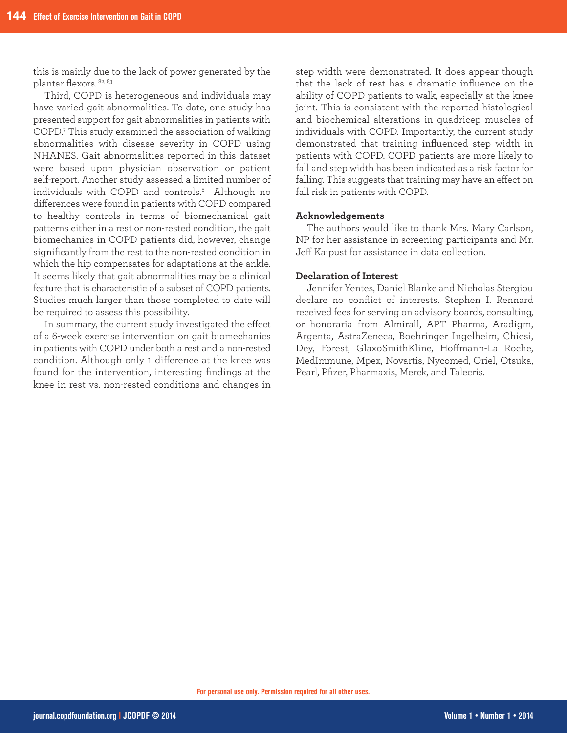this is mainly due to the lack of power generated by the plantar flexors.[82, 83]

Third, COPD is heterogeneous and individuals may have varied gait abnormalities. To date, one study has presented support for gait abnormalities in patients with COPD.[7] This study examined the association of walking abnormalities with disease severity in COPD using NHANES. Gait abnormalities reported in this dataset were based upon physician observation or patient self-report. Another study assessed a limited number of individuals with COPD and controls.[8] Although no differences were found in patients with COPD compared to healthy controls in terms of biomechanical gait patterns either in a rest or non-rested condition, the gait biomechanics in COPD patients did, however, change significantly from the rest to the non-rested condition in which the hip compensates for adaptations at the ankle. It seems likely that gait abnormalities may be a clinical feature that is characteristic of a subset of COPD patients. Studies much larger than those completed to date will be required to assess this possibility.

In summary, the current study investigated the effect of a 6-week exercise intervention on gait biomechanics in patients with COPD under both a rest and a non-rested condition. Although only 1 difference at the knee was found for the intervention, interesting findings at the knee in rest vs. non-rested conditions and changes in step width were demonstrated. It does appear though that the lack of rest has a dramatic influence on the ability of COPD patients to walk, especially at the knee joint. This is consistent with the reported histological and biochemical alterations in quadricep muscles of individuals with COPD. Importantly, the current study demonstrated that training influenced step width in patients with COPD. COPD patients are more likely to fall and step width has been indicated as a risk factor for falling. This suggests that training may have an effect on fall risk in patients with COPD.

### Acknowledgements

The authors would like to thank Mrs. Mary Carlson, NP for her assistance in screening participants and Mr. Jeff Kaipust for assistance in data collection.

### Declaration of Interest

Jennifer Yentes, Daniel Blanke and Nicholas Stergiou declare no conflict of interests. Stephen I. Rennard received fees for serving on advisory boards, consulting, or honoraria from Almirall, APT Pharma, Aradigm, Argenta, AstraZeneca, Boehringer Ingelheim, Chiesi, Dey, Forest, GlaxoSmithKline, Hoffmann-La Roche, MedImmune, Mpex, Novartis, Nycomed, Oriel, Otsuka, Pearl, Pfizer, Pharmaxis, Merck, and Talecris.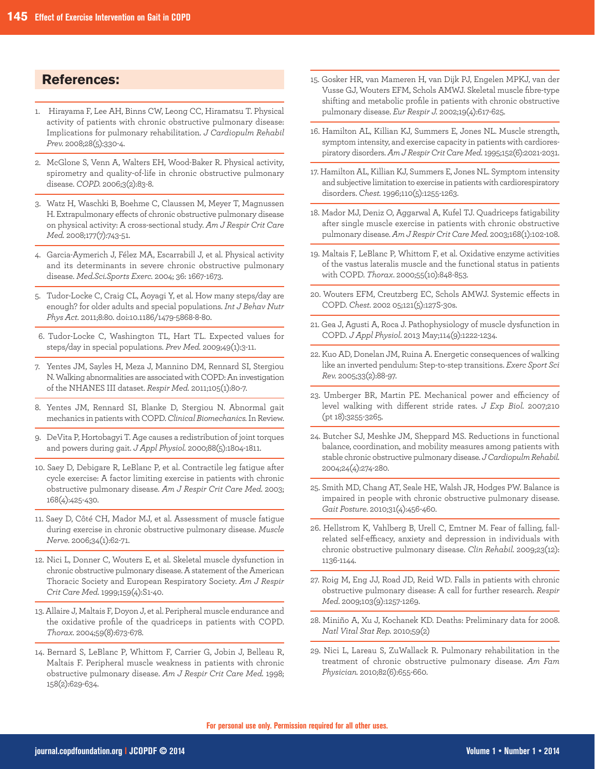## References:

1. Hirayama F, Lee AH, Binns CW, Leong CC, Hiramatsu T. Physical activity of patients with chronic obstructive pulmonary disease: Implications for pulmonary rehabilitation. *J Cardiopulm Rehabil Prev.* 2008;28(5):330-4.
2. McGlone S, Venn A, Walters EH, Wood-Baker R. Physical activity, spirometry and quality-of-life in chronic obstructive pulmonary disease. *COPD.* 2006;3(2):83-8.
3. Watz H, Waschki B, Boehme C, Claussen M, Meyer T, Magnussen H. Extrapulmonary effects of chronic obstructive pulmonary disease on physical activity: A cross-sectional study. *Am J Respir Crit Care Med.* 2008;177(7):743-51.
4. Garcia-Aymerich J, Félez MA, Escarrabill J, et al. Physical activity and its determinants in severe chronic obstructive pulmonary disease. *Med.Sci.Sports Exerc.* 2004; 36: 1667-1673.
5. Tudor-Locke C, Craig CL, Aoyagi Y, et al. How many steps/day are enough? for older adults and special populations. *Int J Behav Nutr Phys Act.* 2011;8:80. doi:10.1186/1479-5868-8-80.
6. Tudor-Locke C, Washington TL, Hart TL. Expected values for steps/day in special populations. *Prev Med.* 2009;49(1):3-11.
7. Yentes JM, Sayles H, Meza J, Mannino DM, Rennard SI, Stergiou N. Walking abnormalities are associated with COPD: An investigation of the NHANES III dataset. *Respir Med.* 2011;105(1):80-7.
8. Yentes JM, Rennard SI, Blanke D, Stergiou N. Abnormal gait mechanics in patients with COPD. *Clinical Biomechanics.* In Review.
9. DeVita P, Hortobagyi T. Age causes a redistribution of joint torques and powers during gait. *J Appl Physiol.* 2000;88(5):1804-1811.
10. Saey D, Debigare R, LeBlanc P, et al. Contractile leg fatigue after cycle exercise: A factor limiting exercise in patients with chronic obstructive pulmonary disease. *Am J Respir Crit Care Med.* 2003; 168(4):425-430.
11. Saey D, Côté CH, Mador MJ, et al. Assessment of muscle fatigue during exercise in chronic obstructive pulmonary disease. *Muscle Nerve.* 2006;34(1):62-71.
12. Nici L, Donner C, Wouters E, et al. Skeletal muscle dysfunction in chronic obstructive pulmonary disease. A statement of the American Thoracic Society and European Respiratory Society. *Am J Respir Crit Care Med.* 1999;159(4):S1-40.
13. Allaire J, Maltais F, Doyon J, et al. Peripheral muscle endurance and the oxidative profile of the quadriceps in patients with COPD. *Thorax.* 2004;59(8):673-678.
14. Bernard S, LeBlanc P, Whittom F, Carrier G, Jobin J, Belleau R, Maltais F. Peripheral muscle weakness in patients with chronic obstructive pulmonary disease. *Am J Respir Crit Care Med.* 1998; 158(2):629-634.
15. Gosker HR, van Mameren H, van Dijk PJ, Engelen MPKJ, van der Vusse GJ, Wouters EFM, Schols AMWJ. Skeletal muscle fibre-type shifting and metabolic profile in patients with chronic obstructive pulmonary disease. *Eur Respir J.* 2002;19(4):617-625.
16. Hamilton AL, Killian KJ, Summers E, Jones NL. Muscle strength, symptom intensity, and exercise capacity in patients with cardiorespiratory disorders. *Am J Respir Crit Care Med.* 1995;152(6):2021-2031.
17. Hamilton AL, Killian KJ, Summers E, Jones NL. Symptom intensity and subjective limitation to exercise in patients with cardiorespiratory disorders. *Chest.* 1996;110(5):1255-1263.
18. Mador MJ, Deniz O, Aggarwal A, Kufel TJ. Quadriceps fatigability after single muscle exercise in patients with chronic obstructive pulmonary disease. *Am J Respir Crit Care Med.* 2003;168(1):102-108.
19. Maltais F, LeBlanc P, Whittom F, et al. Oxidative enzyme activities of the vastus lateralis muscle and the functional status in patients with COPD. *Thorax.* 2000;55(10):848-853.
20. Wouters EFM, Creutzberg EC, Schols AMWJ. Systemic effects in COPD. *Chest.* 2002 05;121(5):127S-30s.
21. Gea J, Agusti A, Roca J. Pathophysiology of muscle dysfunction in COPD. *J Appl Physiol.* 2013 May;114(9):1222-1234.
22. Kuo AD, Donelan JM, Ruina A. Energetic consequences of walking like an inverted pendulum: Step-to-step transitions. *Exerc Sport Sci Rev.* 2005;33(2):88-97.
23. Umberger BR, Martin PE. Mechanical power and efficiency of level walking with different stride rates. *J Exp Biol.* 2007;210 (pt 18):3255-3265.
24. Butcher SJ, Meshke JM, Sheppard MS. Reductions in functional balance, coordination, and mobility measures among patients with stable chronic obstructive pulmonary disease. *J Cardiopulm Rehabil.* 2004;24(4):274-280.
25. Smith MD, Chang AT, Seale HE, Walsh JR, Hodges PW. Balance is impaired in people with chronic obstructive pulmonary disease. *Gait Posture.* 2010;31(4):456-460.
26. Hellstrom K, Vahlberg B, Urell C, Emtner M. Fear of falling, fall-related self-efficacy, anxiety and depression in individuals with chronic obstructive pulmonary disease. *Clin Rehabil.* 2009;23(12): 1136-1144.
27. Roig M, Eng JJ, Road JD, Reid WD. Falls in patients with chronic obstructive pulmonary disease: A call for further research. *Respir Med.* 2009;103(9):1257-1269.
28. Miniño A, Xu J, Kochanek KD. Deaths: Preliminary data for 2008. *Natl Vital Stat Rep.* 2010;59(2)
29. Nici L, Lareau S, ZuWallack R. Pulmonary rehabilitation in the treatment of chronic obstructive pulmonary disease. *Am Fam Physician.* 2010;82(6):655-660.

For personal use only. Permission required for all other uses.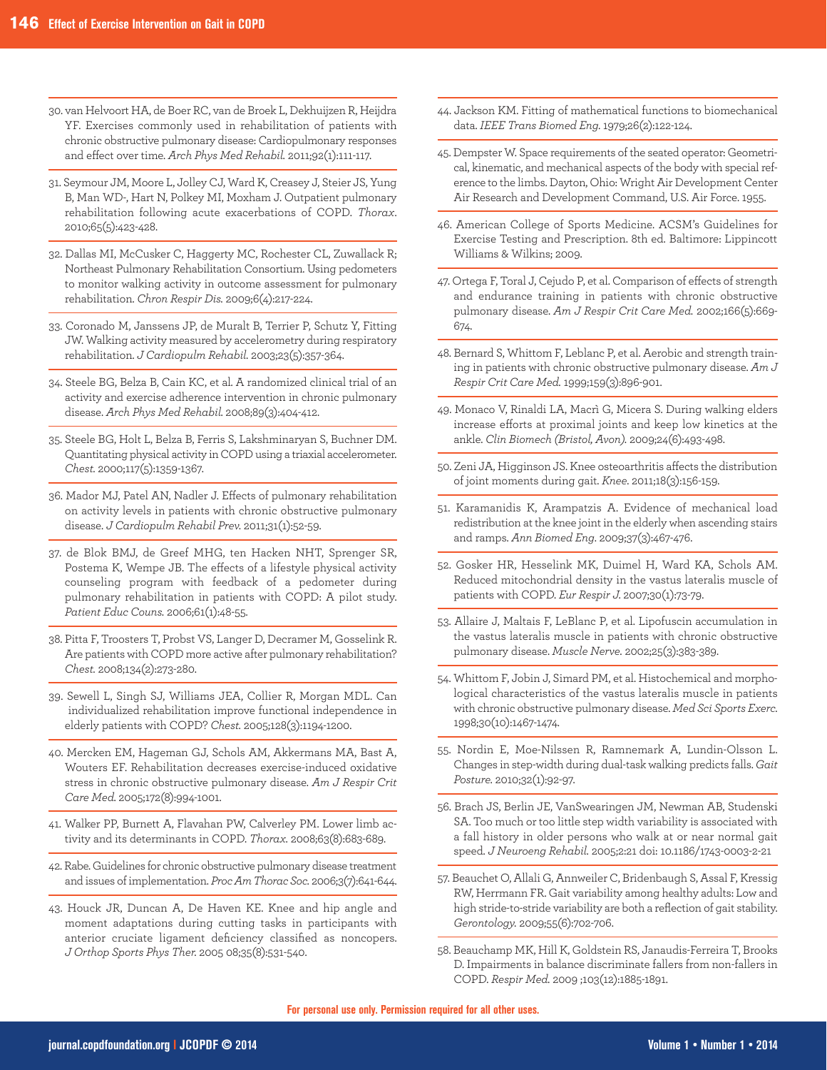30. van Helvoort HA, de Boer RC, van de Broek L, Dekhuijzen R, Heijdra YF. Exercises commonly used in rehabilitation of patients with chronic obstructive pulmonary disease: Cardiopulmonary responses and effect over time. *Arch Phys Med Rehabil*. 2011;92(1):111-117.

31. Seymour JM, Moore L, Jolley CJ, Ward K, Creasey J, Steier JS, Yung B, Man WD-, Hart N, Polkey MI, Moxham J. Outpatient pulmonary rehabilitation following acute exacerbations of COPD. *Thorax*. 2010;65(5):423-428.

32. Dallas MI, McCusker C, Haggerty MC, Rochester CL, Zuwallack R; Northeast Pulmonary Rehabilitation Consortium. Using pedometers to monitor walking activity in outcome assessment for pulmonary rehabilitation. *Chron Respir Dis*. 2009;6(4):217-224.

33. Coronado M, Janssens JP, de Muralt B, Terrier P, Schutz Y, Fitting JW. Walking activity measured by accelerometry during respiratory rehabilitation. *J Cardiopulm Rehabil*. 2003;23(5):357-364.

34. Steele BG, Belza B, Cain KC, et al. A randomized clinical trial of an activity and exercise adherence intervention in chronic pulmonary disease. *Arch Phys Med Rehabil*. 2008;89(3):404-412.

35. Steele BG, Holt L, Belza B, Ferris S, Lakshminaryan S, Buchner DM. Quantitating physical activity in COPD using a triaxial accelerometer. *Chest*. 2000;117(5):1359-1367.

36. Mador MJ, Patel AN, Nadler J. Effects of pulmonary rehabilitation on activity levels in patients with chronic obstructive pulmonary disease. *J Cardiopulm Rehabil Prev*. 2011;31(1):52-59.

37. de Blok BMJ, de Greef MHG, ten Hacken NHT, Sprenger SR, Postema K, Wempe JB. The effects of a lifestyle physical activity counseling program with feedback of a pedometer during pulmonary rehabilitation in patients with COPD: A pilot study. *Patient Educ Couns*. 2006;61(1):48-55.

38. Pitta F, Troosters T, Probst VS, Langer D, Decramer M, Gosselink R. Are patients with COPD more active after pulmonary rehabilitation? *Chest*. 2008;134(2):273-280.

39. Sewell L, Singh SJ, Williams JEA, Collier R, Morgan MDL. Can individualized rehabilitation improve functional independence in elderly patients with COPD? *Chest*. 2005;128(3):1194-1200.

40. Mercken EM, Hageman GJ, Schols AM, Akkermans MA, Bast A, Wouters EF. Rehabilitation decreases exercise-induced oxidative stress in chronic obstructive pulmonary disease. *Am J Respir Crit Care Med*. 2005;172(8):994-1001.

41. Walker PP, Burnett A, Flavahan PW, Calverley PM. Lower limb activity and its determinants in COPD. *Thorax*. 2008;63(8):683-689.

42. Rabe. Guidelines for chronic obstructive pulmonary disease treatment and issues of implementation. *Proc Am Thorac Soc*. 2006;3(7):641-644.

43. Houck JR, Duncan A, De Haven KE. Knee and hip angle and moment adaptations during cutting tasks in participants with anterior cruciate ligament deficiency classified as noncopers. *J Orthop Sports Phys Ther*. 2005 08;35(8):531-540.

44. Jackson KM. Fitting of mathematical functions to biomechanical data. *IEEE Trans Biomed Eng*. 1979;26(2):122-124.

45. Dempster W. Space requirements of the seated operator: Geometrical, kinematic, and mechanical aspects of the body with special reference to the limbs. Dayton, Ohio: Wright Air Development Center Air Research and Development Command, U.S. Air Force. 1955.

46. American College of Sports Medicine. ACSM's Guidelines for Exercise Testing and Prescription. 8th ed. Baltimore: Lippincott Williams & Wilkins; 2009.

47. Ortega F, Toral J, Cejudo P, et al. Comparison of effects of strength and endurance training in patients with chronic obstructive pulmonary disease. *Am J Respir Crit Care Med*. 2002;166(5):669-674.

48. Bernard S, Whittom F, Leblanc P, et al. Aerobic and strength training in patients with chronic obstructive pulmonary disease. *Am J Respir Crit Care Med*. 1999;159(3):896-901.

49. Monaco V, Rinaldi LA, Macrì G, Micera S. During walking elders increase efforts at proximal joints and keep low kinetics at the ankle. *Clin Biomech (Bristol, Avon)*. 2009;24(6):493-498.

50. Zeni JA, Higginson JS. Knee osteoarthritis affects the distribution of joint moments during gait. *Knee*. 2011;18(3):156-159.

51. Karamanidis K, Arampatzis A. Evidence of mechanical load redistribution at the knee joint in the elderly when ascending stairs and ramps. *Ann Biomed Eng*. 2009;37(3):467-476.

52. Gosker HR, Hesselink MK, Duimel H, Ward KA, Schols AM. Reduced mitochondrial density in the vastus lateralis muscle of patients with COPD. *Eur Respir J*. 2007;30(1):73-79.

53. Allaire J, Maltais F, LeBlanc P, et al. Lipofuscin accumulation in the vastus lateralis muscle in patients with chronic obstructive pulmonary disease. *Muscle Nerve*. 2002;25(3):383-389.

54. Whittom F, Jobin J, Simard PM, et al. Histochemical and morphological characteristics of the vastus lateralis muscle in patients with chronic obstructive pulmonary disease. *Med Sci Sports Exerc*. 1998;30(10):1467-1474.

55. Nordin E, Moe-Nilssen R, Ramnemark A, Lundin-Olsson L. Changes in step-width during dual-task walking predicts falls. *Gait Posture*. 2010;32(1):92-97.

56. Brach JS, Berlin JE, VanSwearingen JM, Newman AB, Studenski SA. Too much or too little step width variability is associated with a fall history in older persons who walk at or near normal gait speed. *J Neuroeng Rehabil*. 2005;2:21 doi: 10.1186/1743-0003-2-21

57. Beauchet O, Allali G, Annweiler C, Bridenbaugh S, Assal F, Kressig RW, Herrmann FR. Gait variability among healthy adults: Low and high stride-to-stride variability are both a reflection of gait stability. *Gerontology*. 2009;55(6):702-706.

58. Beauchamp MK, Hill K, Goldstein RS, Janaudis-Ferreira T, Brooks D. Impairments in balance discriminate fallers from non-fallers in COPD. *Respir Med*. 2009 ;103(12):1885-1891.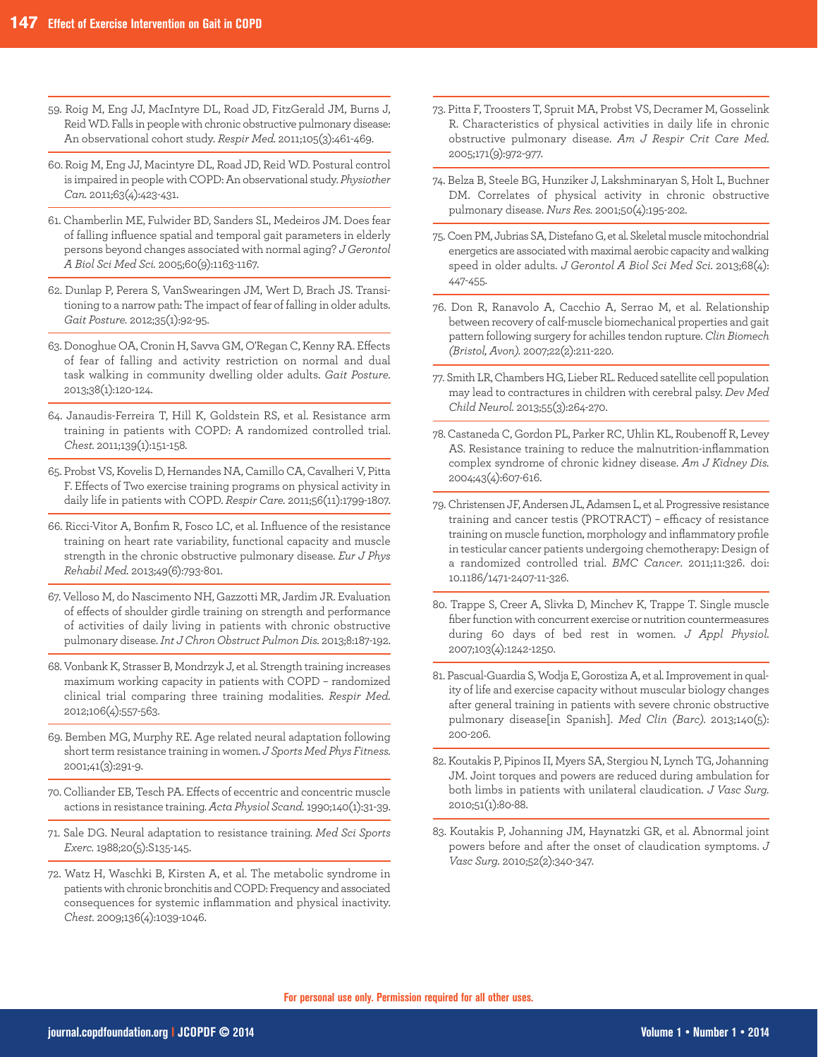59. Roig M, Eng JJ, MacIntyre DL, Road JD, FitzGerald JM, Burns J, Reid WD. Falls in people with chronic obstructive pulmonary disease: An observational cohort study. *Respir Med*. 2011;105(3):461-469.

60. Roig M, Eng JJ, Macintyre DL, Road JD, Reid WD. Postural control is impaired in people with COPD: An observational study. *Physiother Can*. 2011;63(4):423-431.

61. Chamberlin ME, Fulwider BD, Sanders SL, Medeiros JM. Does fear of falling influence spatial and temporal gait parameters in elderly persons beyond changes associated with normal aging? *J Gerontol A Biol Sci Med Sci*. 2005;60(9):1163-1167.

62. Dunlap P, Perera S, VanSwearingen JM, Wert D, Brach JS. Transitioning to a narrow path: The impact of fear of falling in older adults. *Gait Posture*. 2012;35(1):92-95.

63. Donoghue OA, Cronin H, Savva GM, O'Regan C, Kenny RA. Effects of fear of falling and activity restriction on normal and dual task walking in community dwelling older adults. *Gait Posture*. 2013;38(1):120-124.

64. Janaudis-Ferreira T, Hill K, Goldstein RS, et al. Resistance arm training in patients with COPD: A randomized controlled trial. *Chest*. 2011;139(1):151-158.

65. Probst VS, Kovelis D, Hernandes NA, Camillo CA, Cavalheri V, Pitta F. Effects of Two exercise training programs on physical activity in daily life in patients with COPD. *Respir Care*. 2011;56(11):1799-1807.

66. Ricci-Vitor A, Bonfim R, Fosco LC, et al. Influence of the resistance training on heart rate variability, functional capacity and muscle strength in the chronic obstructive pulmonary disease. *Eur J Phys Rehabil Med*. 2013;49(6):793-801.

67. Velloso M, do Nascimento NH, Gazzotti MR, Jardim JR. Evaluation of effects of shoulder girdle training on strength and performance of activities of daily living in patients with chronic obstructive pulmonary disease. *Int J Chron Obstruct Pulmon Dis*. 2013;8:187-192.

68. Vonbank K, Strasser B, Mondrzyk J, et al. Strength training increases maximum working capacity in patients with COPD – randomized clinical trial comparing three training modalities. *Respir Med*. 2012;106(4):557-563.

69. Bemben MG, Murphy RE. Age related neural adaptation following short term resistance training in women. *J Sports Med Phys Fitness*. 2001;41(3):291-9.

70. Colliander EB, Tesch PA. Effects of eccentric and concentric muscle actions in resistance training. *Acta Physiol Scand*. 1990;140(1):31-39.

71. Sale DG. Neural adaptation to resistance training. *Med Sci Sports Exerc*. 1988;20(5):S135-145.

72. Watz H, Waschki B, Kirsten A, et al. The metabolic syndrome in patients with chronic bronchitis and COPD: Frequency and associated consequences for systemic inflammation and physical inactivity. *Chest*. 2009;136(4):1039-1046.

73. Pitta F, Troosters T, Spruit MA, Probst VS, Decramer M, Gosselink R. Characteristics of physical activities in daily life in chronic obstructive pulmonary disease. *Am J Respir Crit Care Med*. 2005;171(9):972-977.

74. Belza B, Steele BG, Hunziker J, Lakshminaryan S, Holt L, Buchner DM. Correlates of physical activity in chronic obstructive pulmonary disease. *Nurs Res*. 2001;50(4):195-202.

75. Coen PM, Jubrias SA, Distefano G, et al. Skeletal muscle mitochondrial energetics are associated with maximal aerobic capacity and walking speed in older adults. *J Gerontol A Biol Sci Med Sci*. 2013;68(4):447-455.

76. Don R, Ranavolo A, Cacchio A, Serrao M, et al. Relationship between recovery of calf-muscle biomechanical properties and gait pattern following surgery for achilles tendon rupture. *Clin Biomech (Bristol, Avon)*. 2007;22(2):211-220.

77. Smith LR, Chambers HG, Lieber RL. Reduced satellite cell population may lead to contractures in children with cerebral palsy. *Dev Med Child Neurol*. 2013;55(3):264-270.

78. Castaneda C, Gordon PL, Parker RC, Uhlin KL, Roubenoff R, Levey AS. Resistance training to reduce the malnutrition-inflammation complex syndrome of chronic kidney disease. *Am J Kidney Dis*. 2004;43(4):607-616.

79. Christensen JF, Andersen JL, Adamsen L, et al. Progressive resistance training and cancer testis (PROTRACT) – efficacy of resistance training on muscle function, morphology and inflammatory profile in testicular cancer patients undergoing chemotherapy: Design of a randomized controlled trial. *BMC Cancer*. 2011;11:326. doi: 10.1186/1471-2407-11-326.

80. Trappe S, Creer A, Slivka D, Minchev K, Trappe T. Single muscle fiber function with concurrent exercise or nutrition countermeasures during 60 days of bed rest in women. *J Appl Physiol*. 2007;103(4):1242-1250.

81. Pascual-Guardia S, Wodja E, Gorostiza A, et al. Improvement in quality of life and exercise capacity without muscular biology changes after general training in patients with severe chronic obstructive pulmonary disease[in Spanish]. *Med Clin (Barc)*. 2013;140(5):200-206.

82. Koutakis P, Pipinos II, Myers SA, Stergiou N, Lynch TG, Johanning JM. Joint torques and powers are reduced during ambulation for both limbs in patients with unilateral claudication. *J Vasc Surg*. 2010;51(1):80-88.

83. Koutakis P, Johanning JM, Haynatzki GR, et al. Abnormal joint powers before and after the onset of claudication symptoms. *J Vasc Surg*. 2010;52(2):340-347.

For personal use only. Permission required for all other uses.